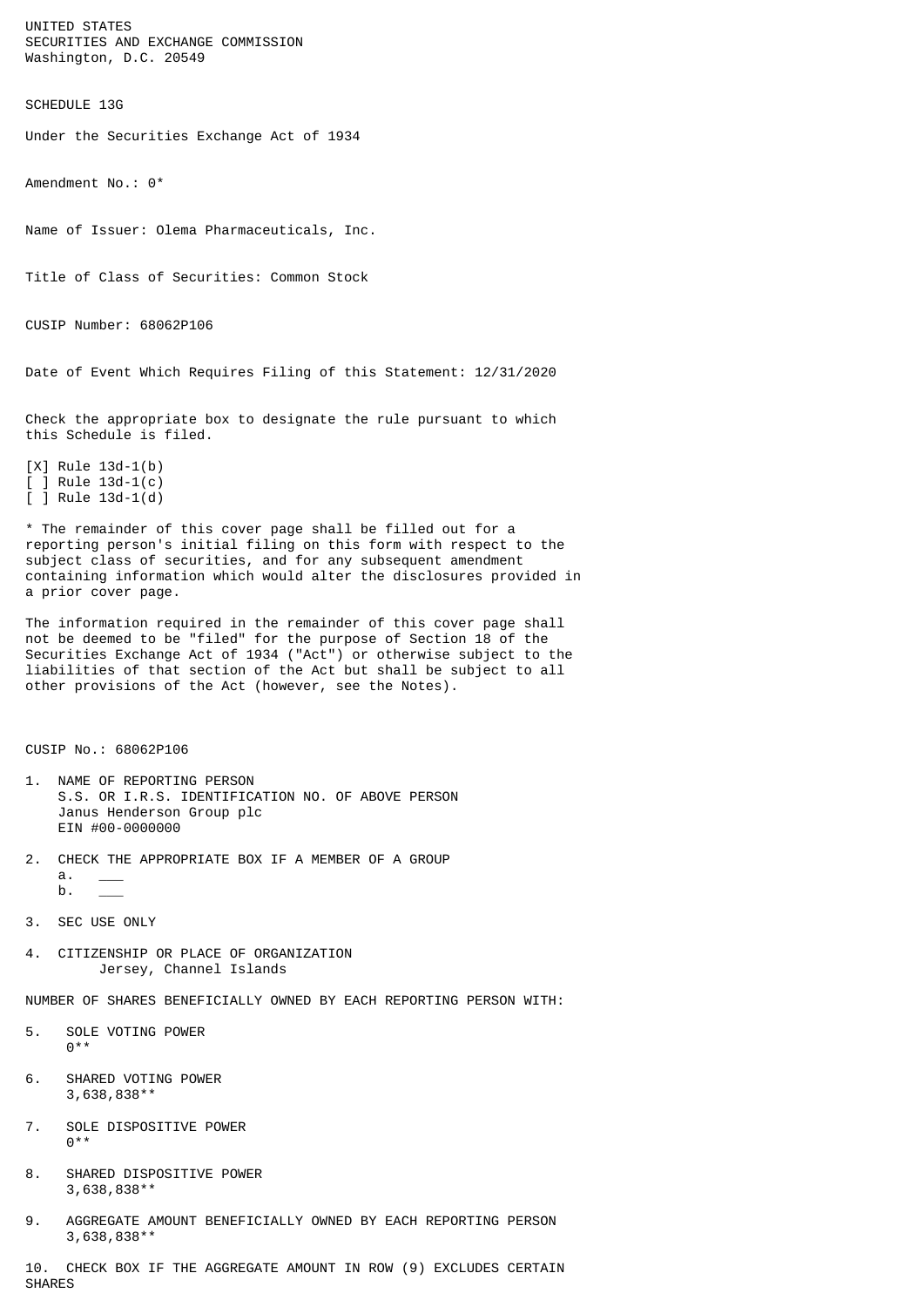UNITED STATES
SECURITIES AND EXCHANGE COMMISSION
Washington, D.C. 20549

SCHEDULE 13G

Under the Securities Exchange Act of 1934

Amendment No.: 0*

Name of Issuer: Olema Pharmaceuticals, Inc.

Title of Class of Securities: Common Stock

CUSIP Number: 68062P106

Date of Event Which Requires Filing of this Statement: 12/31/2020

Check the appropriate box to designate the rule pursuant to which this Schedule is filed.

[X] Rule 13d-1(b)
[ ] Rule 13d-1(c)
[ ] Rule 13d-1(d)

* The remainder of this cover page shall be filled out for a reporting person's initial filing on this form with respect to the subject class of securities, and for any subsequent amendment containing information which would alter the disclosures provided in a prior cover page.

The information required in the remainder of this cover page shall not be deemed to be "filed" for the purpose of Section 18 of the Securities Exchange Act of 1934 ("Act") or otherwise subject to the liabilities of that section of the Act but shall be subject to all other provisions of the Act (however, see the Notes).

CUSIP No.: 68062P106

1. NAME OF REPORTING PERSON
   S.S. OR I.R.S. IDENTIFICATION NO. OF ABOVE PERSON
   Janus Henderson Group plc
   EIN #00-0000000

2. CHECK THE APPROPRIATE BOX IF A MEMBER OF A GROUP
   a. ___
   b. ___

3. SEC USE ONLY

4. CITIZENSHIP OR PLACE OF ORGANIZATION
   Jersey, Channel Islands

NUMBER OF SHARES BENEFICIALLY OWNED BY EACH REPORTING PERSON WITH:

5. SOLE VOTING POWER
   0**

6. SHARED VOTING POWER
   3,638,838**

7. SOLE DISPOSITIVE POWER
   0**

8. SHARED DISPOSITIVE POWER
   3,638,838**

9. AGGREGATE AMOUNT BENEFICIALLY OWNED BY EACH REPORTING PERSON
   3,638,838**

10. CHECK BOX IF THE AGGREGATE AMOUNT IN ROW (9) EXCLUDES CERTAIN SHARES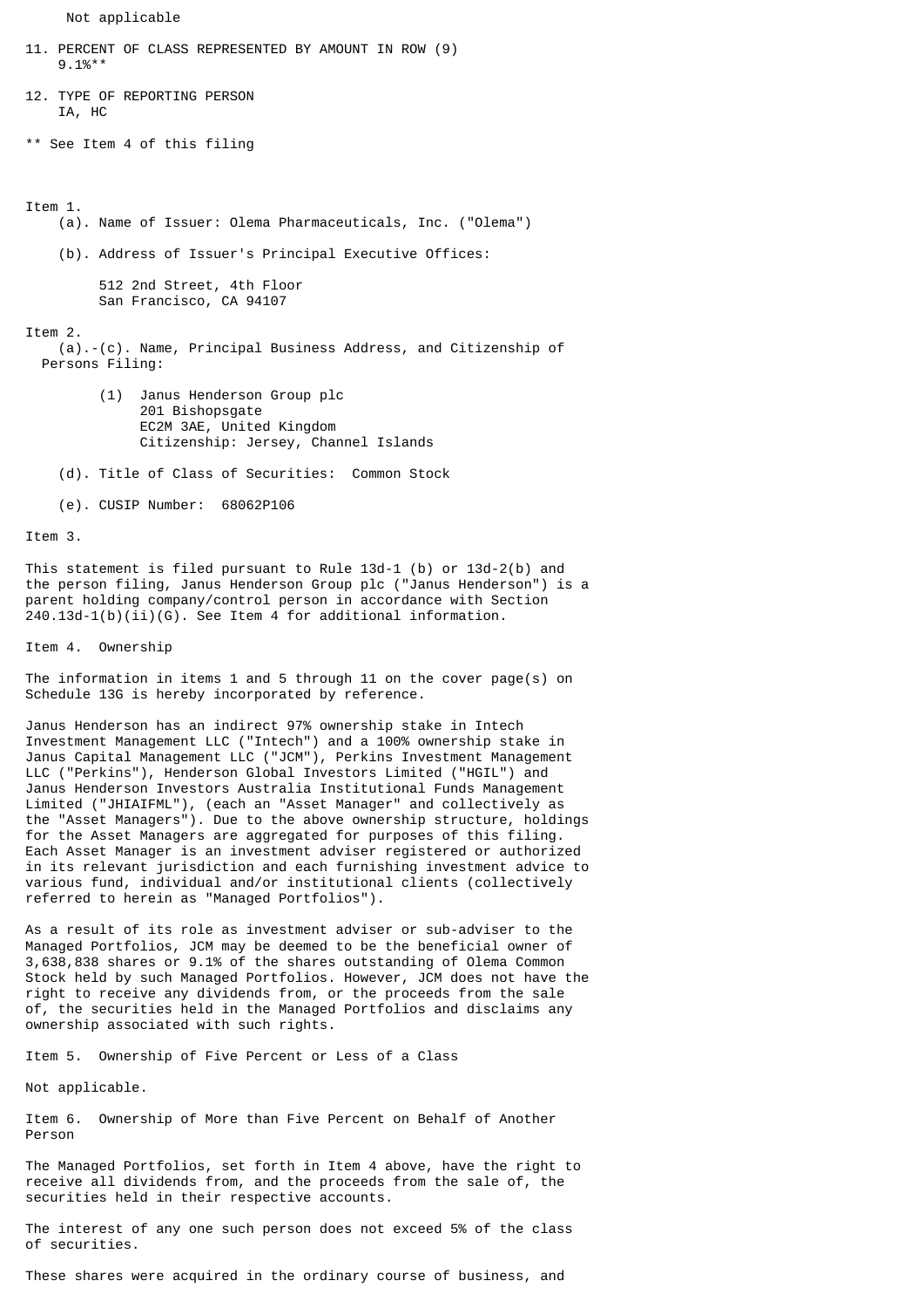Not applicable

11. PERCENT OF CLASS REPRESENTED BY AMOUNT IN ROW (9)
    9.1%**

12. TYPE OF REPORTING PERSON
    IA, HC

** See Item 4 of this filing

Item 1.

(a). Name of Issuer: Olema Pharmaceuticals, Inc. ("Olema")

(b). Address of Issuer's Principal Executive Offices:

512 2nd Street, 4th Floor
San Francisco, CA 94107

Item 2.

(a).-(c). Name, Principal Business Address, and Citizenship of Persons Filing:

(1) Janus Henderson Group plc
201 Bishopsgate
EC2M 3AE, United Kingdom
Citizenship: Jersey, Channel Islands

(d). Title of Class of Securities: Common Stock

(e). CUSIP Number: 68062P106

Item 3.

This statement is filed pursuant to Rule 13d-1 (b) or 13d-2(b) and the person filing, Janus Henderson Group plc ("Janus Henderson") is a parent holding company/control person in accordance with Section 240.13d-1(b)(ii)(G). See Item 4 for additional information.

Item 4. Ownership

The information in items 1 and 5 through 11 on the cover page(s) on Schedule 13G is hereby incorporated by reference.

Janus Henderson has an indirect 97% ownership stake in Intech Investment Management LLC ("Intech") and a 100% ownership stake in Janus Capital Management LLC ("JCM"), Perkins Investment Management LLC ("Perkins"), Henderson Global Investors Limited ("HGIL") and Janus Henderson Investors Australia Institutional Funds Management Limited ("JHIAIFML"), (each an "Asset Manager" and collectively as the "Asset Managers"). Due to the above ownership structure, holdings for the Asset Managers are aggregated for purposes of this filing. Each Asset Manager is an investment adviser registered or authorized in its relevant jurisdiction and each furnishing investment advice to various fund, individual and/or institutional clients (collectively referred to herein as "Managed Portfolios").

As a result of its role as investment adviser or sub-adviser to the Managed Portfolios, JCM may be deemed to be the beneficial owner of 3,638,838 shares or 9.1% of the shares outstanding of Olema Common Stock held by such Managed Portfolios. However, JCM does not have the right to receive any dividends from, or the proceeds from the sale of, the securities held in the Managed Portfolios and disclaims any ownership associated with such rights.

Item 5. Ownership of Five Percent or Less of a Class

Not applicable.

Item 6. Ownership of More than Five Percent on Behalf of Another Person

The Managed Portfolios, set forth in Item 4 above, have the right to receive all dividends from, and the proceeds from the sale of, the securities held in their respective accounts.

The interest of any one such person does not exceed 5% of the class of securities.

These shares were acquired in the ordinary course of business, and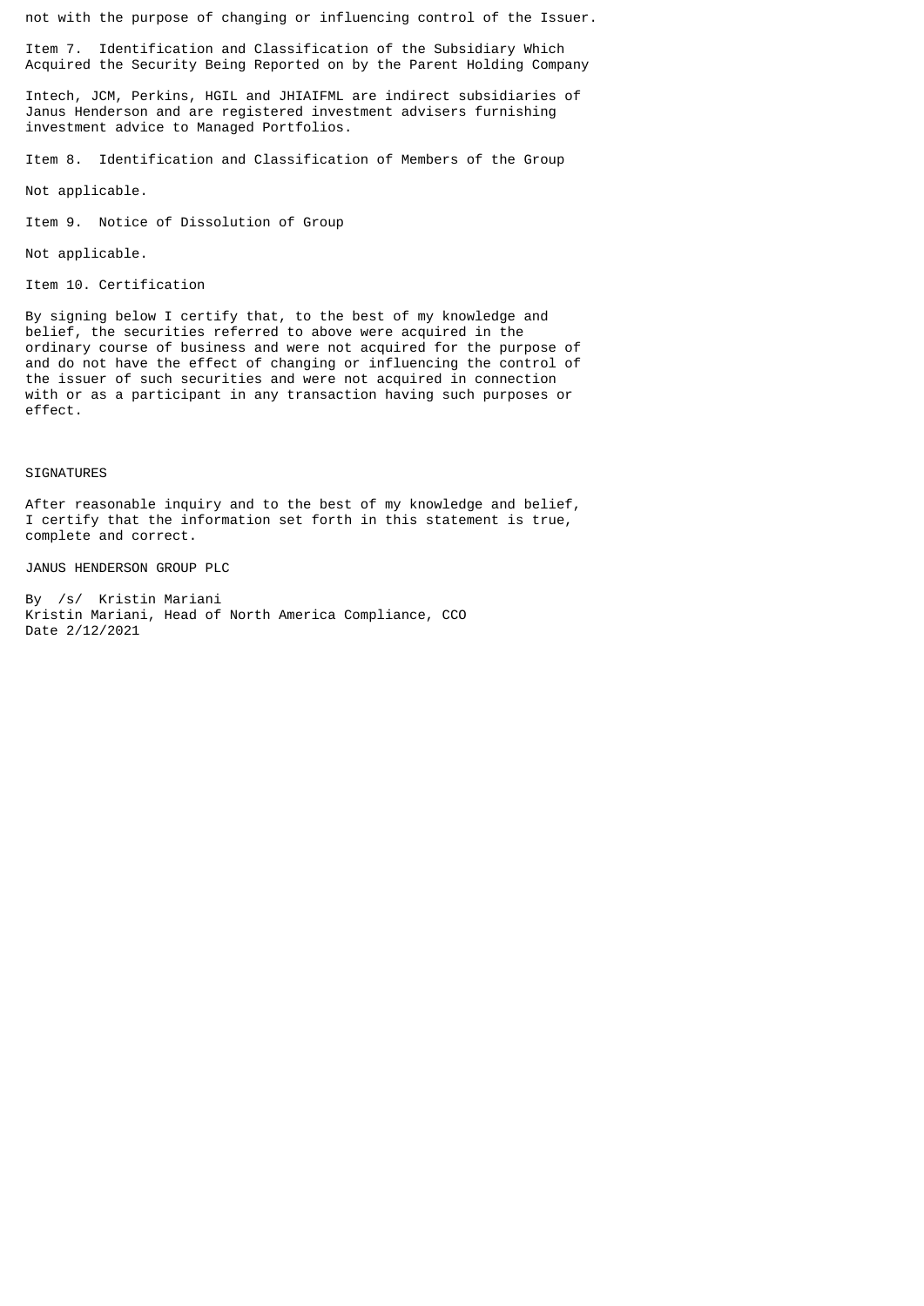not with the purpose of changing or influencing control of the Issuer.

Item 7. Identification and Classification of the Subsidiary Which Acquired the Security Being Reported on by the Parent Holding Company

Intech, JCM, Perkins, HGIL and JHIAIFML are indirect subsidiaries of Janus Henderson and are registered investment advisers furnishing investment advice to Managed Portfolios.

Item 8. Identification and Classification of Members of the Group

Not applicable.

Item 9. Notice of Dissolution of Group

Not applicable.

Item 10. Certification

By signing below I certify that, to the best of my knowledge and belief, the securities referred to above were acquired in the ordinary course of business and were not acquired for the purpose of and do not have the effect of changing or influencing the control of the issuer of such securities and were not acquired in connection with or as a participant in any transaction having such purposes or effect.

SIGNATURES

After reasonable inquiry and to the best of my knowledge and belief, I certify that the information set forth in this statement is true, complete and correct.

JANUS HENDERSON GROUP PLC

By /s/ Kristin Mariani
Kristin Mariani, Head of North America Compliance, CCO
Date 2/12/2021